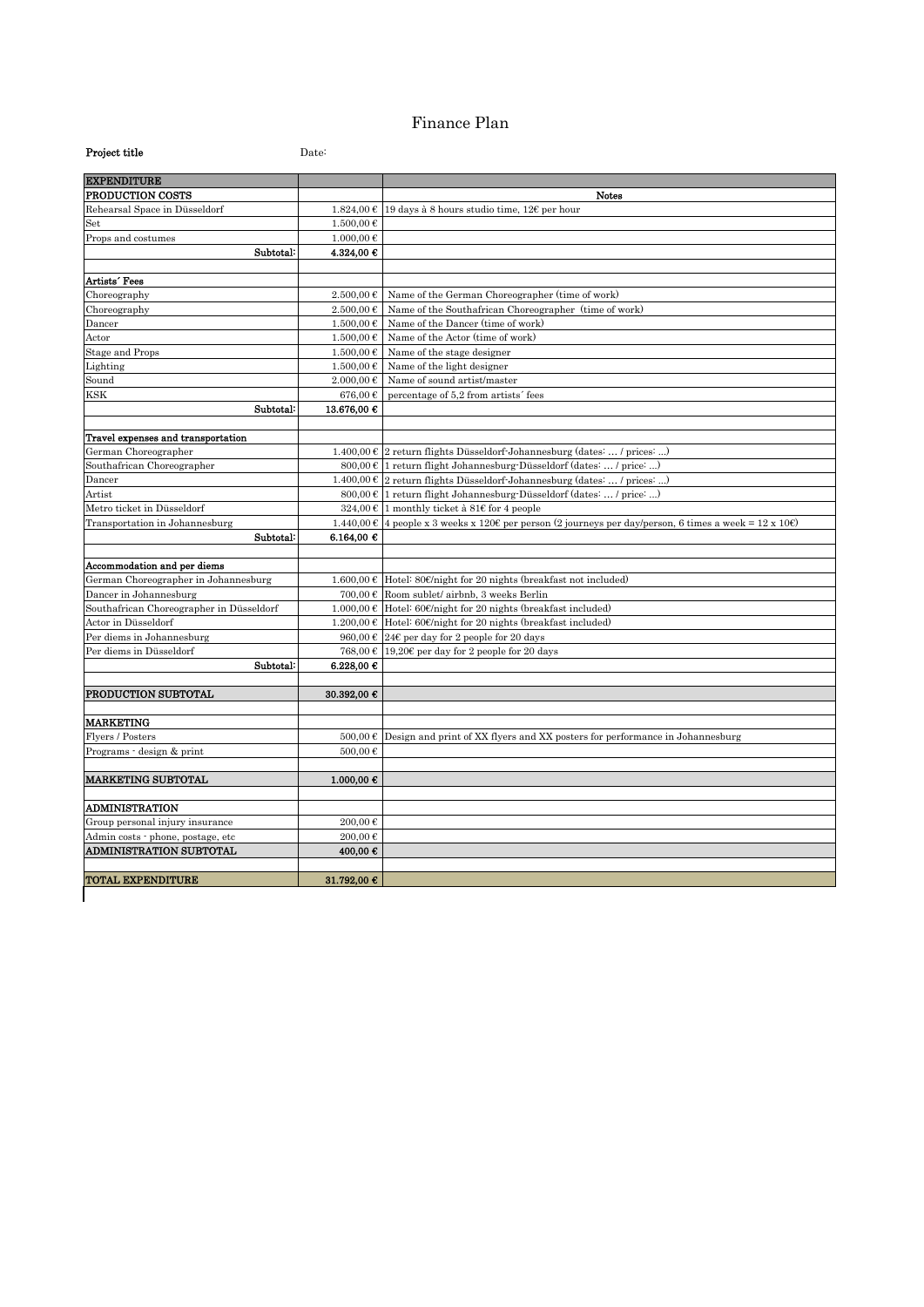# Finance Plan

**Project title** Date:

| EXPENDITURE | | |
|---|---|---|
| PRODUCTION COSTS | | Notes |
| Rehearsal Space in Düsseldorf | 1.824,00 € | 19 days à 8 hours studio time, 12€ per hour |
| Set | 1.500,00 € | |
| Props and costumes | 1.000,00 € | |
| Subtotal: | **4.324,00 €** | |
| | | |
| **Artists´ Fees** | | |
| Choreography | 2.500,00 € | Name of the German Choreographer (time of work) |
| Choreography | 2.500,00 € | Name of the Southafrican Choreographer (time of work) |
| Dancer | 1.500,00 € | Name of the Dancer (time of work) |
| Actor | 1.500,00 € | Name of the Actor (time of work) |
| Stage and Props | 1.500,00 € | Name of the stage designer |
| Lighting | 1.500,00 € | Name of the light designer |
| Sound | 2.000,00 € | Name of sound artist/master |
| KSK | 676,00 € | percentage of 5,2 from artists´ fees |
| Subtotal: | **13.676,00 €** | |
| | | |
| **Travel expenses and transportation** | | |
| German Choreographer | 1.400,00 € | 2 return flights Düsseldorf-Johannesburg (dates: ... / prices: ...) |
| Southafrican Choreographer | 800,00 € | 1 return flight Johannesburg-Düsseldorf (dates: ... / price: ...) |
| Dancer | 1.400,00 € | 2 return flights Düsseldorf-Johannesburg (dates: ... / prices: ...) |
| Artist | 800,00 € | 1 return flight Johannesburg-Düsseldorf (dates: ... / price: ...) |
| Metro ticket in Düsseldorf | 324,00 € | 1 monthly ticket à 81€ for 4 people |
| Transportation in Johannesburg | 1.440,00 € | 4 people x 3 weeks x 120€ per person (2 journeys per day/person, 6 times a week = 12 x 10€) |
| Subtotal: | **6.164,00 €** | |
| | | |
| **Accommodation and per diems** | | |
| German Choreographer in Johannesburg | 1.600,00 € | Hotel: 80€/night for 20 nights (breakfast not included) |
| Dancer in Johannesburg | 700,00 € | Room sublet/ airbnb, 3 weeks Berlin |
| Southafrican Choreographer in Düsseldorf | 1.000,00 € | Hotel: 60€/night for 20 nights (breakfast included) |
| Actor in Düsseldorf | 1.200,00 € | Hotel: 60€/night for 20 nights (breakfast included) |
| Per diems in Johannesburg | 960,00 € | 24€ per day for 2 people for 20 days |
| Per diems in Düsseldorf | 768,00 € | 19,20€ per day for 2 people for 20 days |
| Subtotal: | **6.228,00 €** | |
| | | |
| PRODUCTION SUBTOTAL | **30.392,00 €** | |
| | | |
| MARKETING | | |
| Flyers / Posters | 500,00 € | Design and print of XX flyers and XX posters for performance in Johannesburg |
| Programs - design & print | 500,00 € | |
| | | |
| MARKETING SUBTOTAL | **1.000,00 €** | |
| | | |
| ADMINISTRATION | | |
| Group personal injury insurance | 200,00 € | |
| Admin costs - phone, postage, etc | 200,00 € | |
| ADMINISTRATION SUBTOTAL | **400,00 €** | |
| | | |
| TOTAL EXPENDITURE | **31.792,00 €** | |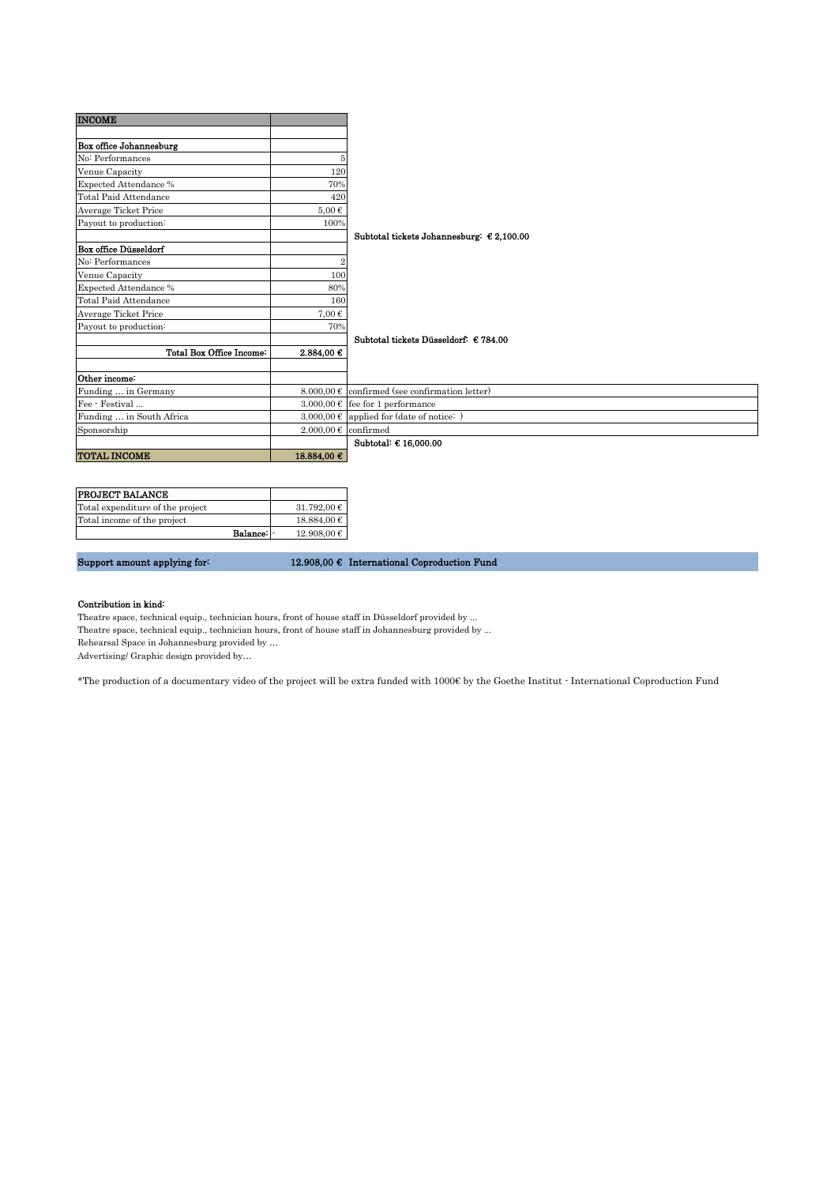| INCOME | | |
|---|---|---|
| | | |
| **Box office Johannesburg** | | |
| No: Performances | 5 | |
| Venue Capacity | 120 | |
| Expected Attendance % | 70% | |
| Total Paid Attendance | 420 | |
| Average Ticket Price | 5,00 € | |
| Payout to production: | 100% | |
| | | Subtotal tickets Johannesburg: € 2,100.00 |
| **Box office Düsseldorf** | | |
| No: Performances | 2 | |
| Venue Capacity | 100 | |
| Expected Attendance % | 80% | |
| Total Paid Attendance | 160 | |
| Average Ticket Price | 7,00 € | |
| Payout to production: | 70% | |
| | | Subtotal tickets Düsseldorf: € 784.00 |
| Total Box Office Income: | 2.884,00 € | |
| | | |
| **Other income:** | | |
| Funding … in Germany | 8.000,00 € | confirmed (see confirmation letter) |
| Fee - Festival ... | 3.000,00 € | fee for 1 performance |
| Funding … in South Africa | 3.000,00 € | applied for (date of notice: ) |
| Sponsorship | 2.000,00 € | confirmed |
| | | Subtotal: € 16,000.00 |
| **TOTAL INCOME** | **18.884,00 €** | |

| PROJECT BALANCE | |
|---|---|
| Total expenditure of the project | 31.792,00 € |
| Total income of the project | 18.884,00 € |
| Balance: | - 12.908,00 € |

**Support amount applying for:** **12.908,00 €** **International Coproduction Fund**

**Contribution in kind:**

Theatre space, technical equip., technician hours, front of house staff in Düsseldorf provided by ...

Theatre space, technical equip., technician hours, front of house staff in Johannesburg provided by ...

Rehearsal Space in Johannesburg provided by …

Advertising/ Graphic design provided by…

*The production of a documentary video of the project will be extra funded with 1000€ by the Goethe Institut - International Coproduction Fund